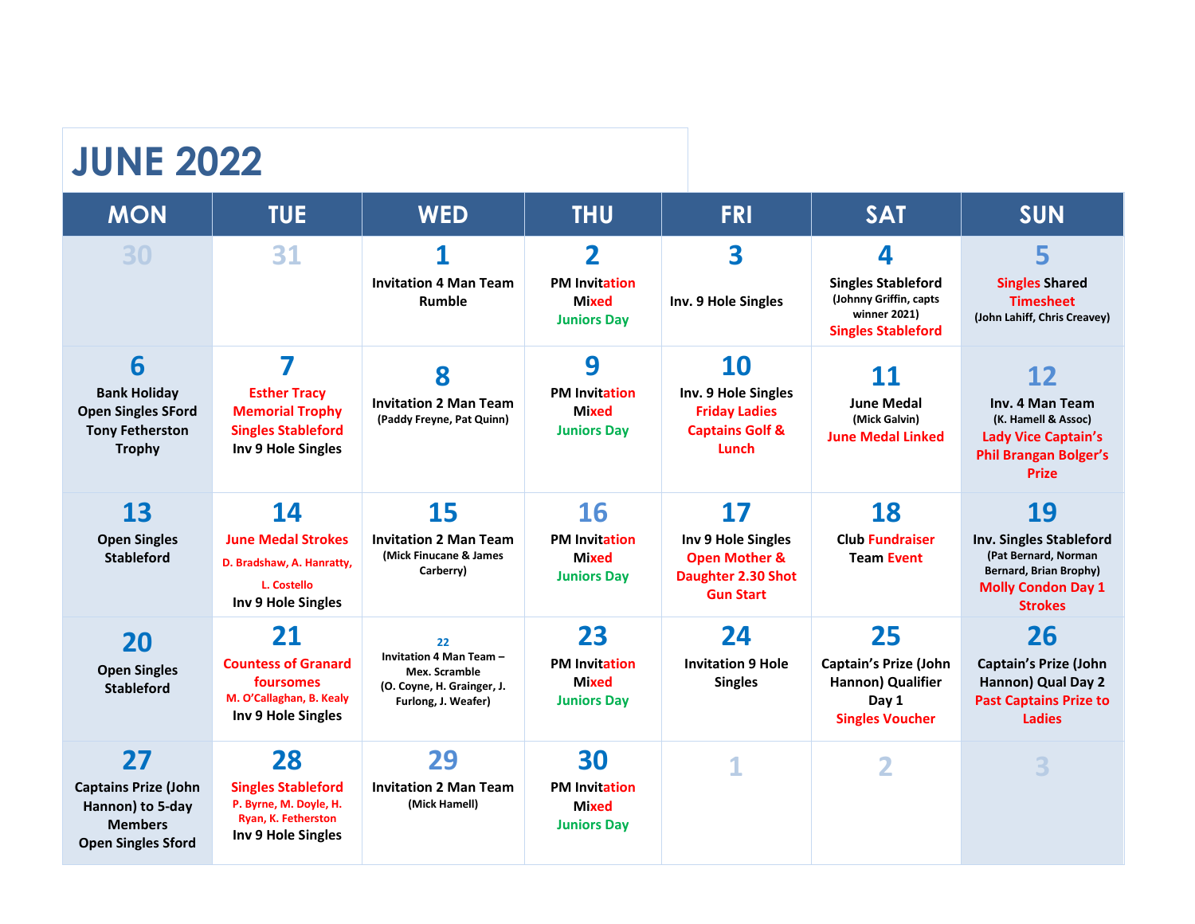# JUNE 2022

| MON | TUE | WED | THU | FRI | SAT | SUN |
|---|---|---|---|---|---|---|
| 30 | 31 | 1<br>Invitation 4 Man Team Rumble | 2<br>PM Invitation Mixed<br>Juniors Day | 3<br>Inv. 9 Hole Singles | 4<br>Singles Stableford<br>(Johnny Griffin, capts winner 2021)<br>Singles Stableford | 5<br>Singles Shared Timesheet<br>(John Lahiff, Chris Creavey) |
| 6<br>Bank Holiday Open Singles SFord Tony Fetherston Trophy | 7<br>Esther Tracy Memorial Trophy Singles Stableford<br>Inv 9 Hole Singles | 8<br>Invitation 2 Man Team<br>(Paddy Freyne, Pat Quinn) | 9<br>PM Invitation Mixed<br>Juniors Day | 10<br>Inv. 9 Hole Singles<br>Friday Ladies Captains Golf & Lunch | 11<br>June Medal<br>(Mick Galvin)<br>June Medal Linked | 12<br>Inv. 4 Man Team<br>(K. Hamell & Assoc)<br>Lady Vice Captain's Phil Brangan Bolger's Prize |
| 13<br>Open Singles Stableford | 14<br>June Medal Strokes<br>D. Bradshaw, A. Hanratty, L. Costello<br>Inv 9 Hole Singles | 15<br>Invitation 2 Man Team<br>(Mick Finucane & James Carberry) | 16<br>PM Invitation Mixed<br>Juniors Day | 17<br>Inv 9 Hole Singles<br>Open Mother & Daughter 2.30 Shot Gun Start | 18<br>Club Fundraiser Team Event | 19<br>Inv. Singles Stableford<br>(Pat Bernard, Norman Bernard, Brian Brophy)<br>Molly Condon Day 1 Strokes |
| 20<br>Open Singles Stableford | 21<br>Countess of Granard foursomes<br>M. O'Callaghan, B. Kealy<br>Inv 9 Hole Singles | 22<br>Invitation 4 Man Team – Mex. Scramble<br>(O. Coyne, H. Grainger, J. Furlong, J. Weafer) | 23<br>PM Invitation Mixed<br>Juniors Day | 24<br>Invitation 9 Hole Singles | 25<br>Captain's Prize (John Hannon) Qualifier Day 1<br>Singles Voucher | 26<br>Captain's Prize (John Hannon) Qual Day 2<br>Past Captains Prize to Ladies |
| 27<br>Captains Prize (John Hannon) to 5-day Members<br>Open Singles Sford | 28<br>Singles Stableford<br>P. Byrne, M. Doyle, H. Ryan, K. Fetherston<br>Inv 9 Hole Singles | 29<br>Invitation 2 Man Team<br>(Mick Hamell) | 30<br>PM Invitation Mixed<br>Juniors Day | 1 | 2 | 3 |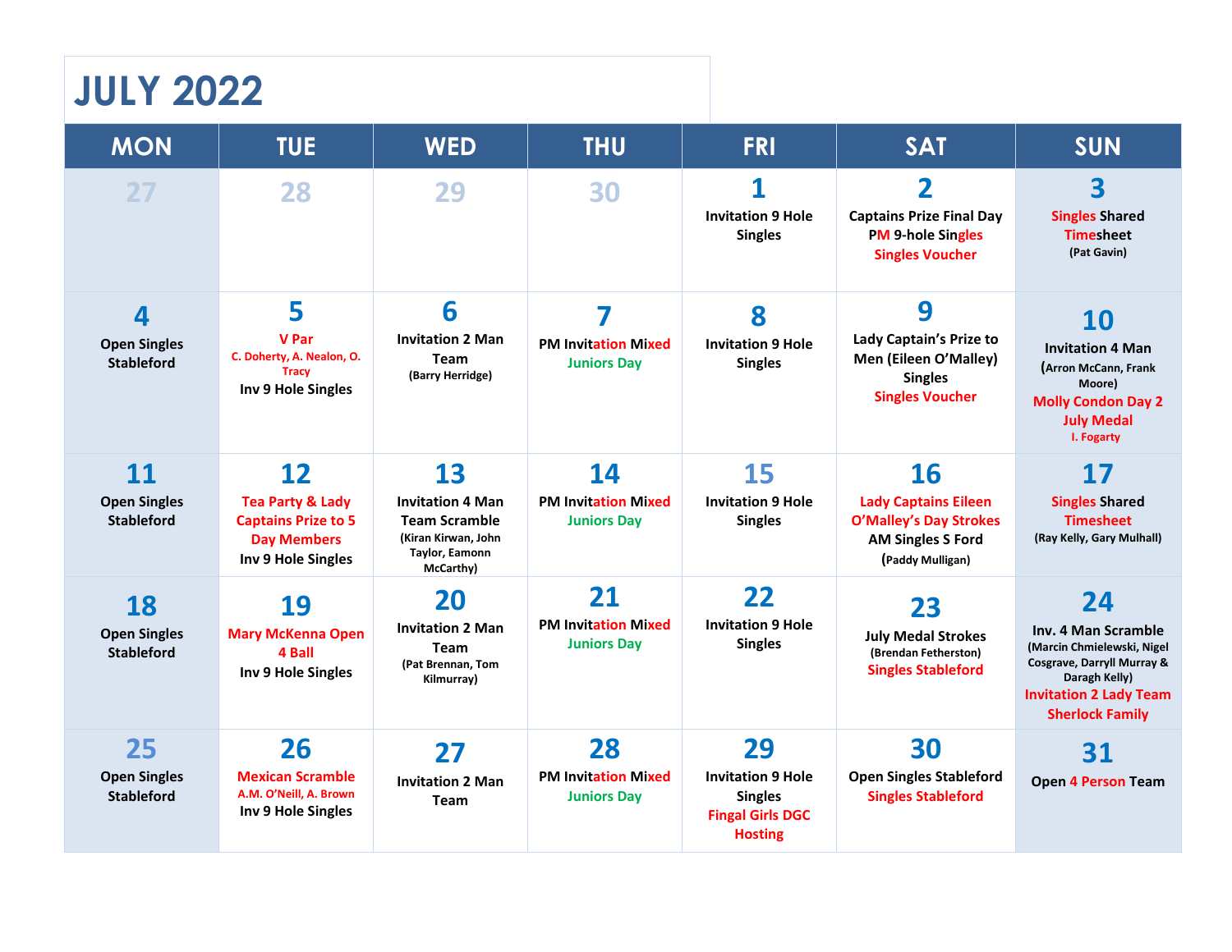# JULY 2022

| MON | TUE | WED | THU | FRI | SAT | SUN |
|---|---|---|---|---|---|---|
| 27 | 28 | 29 | 30 | **1**<br>Invitation 9 Hole Singles | **2**<br>Captains Prize Final Day<br>PM 9-hole Singles<br>Singles Voucher | **3**<br>Singles Shared Timesheet<br>(Pat Gavin) |
| **4**<br>Open Singles Stableford | **5**<br>V Par<br>C. Doherty, A. Nealon, O. Tracy<br>Inv 9 Hole Singles | **6**<br>Invitation 2 Man Team<br>(Barry Herridge) | **7**<br>PM Invitation Mixed<br>Juniors Day | **8**<br>Invitation 9 Hole Singles | **9**<br>Lady Captain's Prize to Men (Eileen O'Malley) Singles<br>Singles Voucher | **10**<br>Invitation 4 Man<br>(Arron McCann, Frank Moore)<br>Molly Condon Day 2<br>July Medal<br>I. Fogarty |
| **11**<br>Open Singles Stableford | **12**<br>Tea Party & Lady Captains Prize to 5 Day Members<br>Inv 9 Hole Singles | **13**<br>Invitation 4 Man Team Scramble<br>(Kiran Kirwan, John Taylor, Eamonn McCarthy) | **14**<br>PM Invitation Mixed<br>Juniors Day | **15**<br>Invitation 9 Hole Singles | **16**<br>Lady Captains Eileen O'Malley's Day Strokes<br>AM Singles S Ford<br>(Paddy Mulligan) | **17**<br>Singles Shared Timesheet<br>(Ray Kelly, Gary Mulhall) |
| **18**<br>Open Singles Stableford | **19**<br>Mary McKenna Open 4 Ball<br>Inv 9 Hole Singles | **20**<br>Invitation 2 Man Team<br>(Pat Brennan, Tom Kilmurray) | **21**<br>PM Invitation Mixed<br>Juniors Day | **22**<br>Invitation 9 Hole Singles | **23**<br>July Medal Strokes<br>(Brendan Fetherston)<br>Singles Stableford | **24**<br>Inv. 4 Man Scramble<br>(Marcin Chmielewski, Nigel Cosgrave, Darryll Murray & Daragh Kelly)<br>Invitation 2 Lady Team<br>Sherlock Family |
| **25**<br>Open Singles Stableford | **26**<br>Mexican Scramble<br>A.M. O'Neill, A. Brown<br>Inv 9 Hole Singles | **27**<br>Invitation 2 Man Team | **28**<br>PM Invitation Mixed<br>Juniors Day | **29**<br>Invitation 9 Hole Singles<br>Fingal Girls DGC Hosting | **30**<br>Open Singles Stableford<br>Singles Stableford | **31**<br>Open 4 Person Team |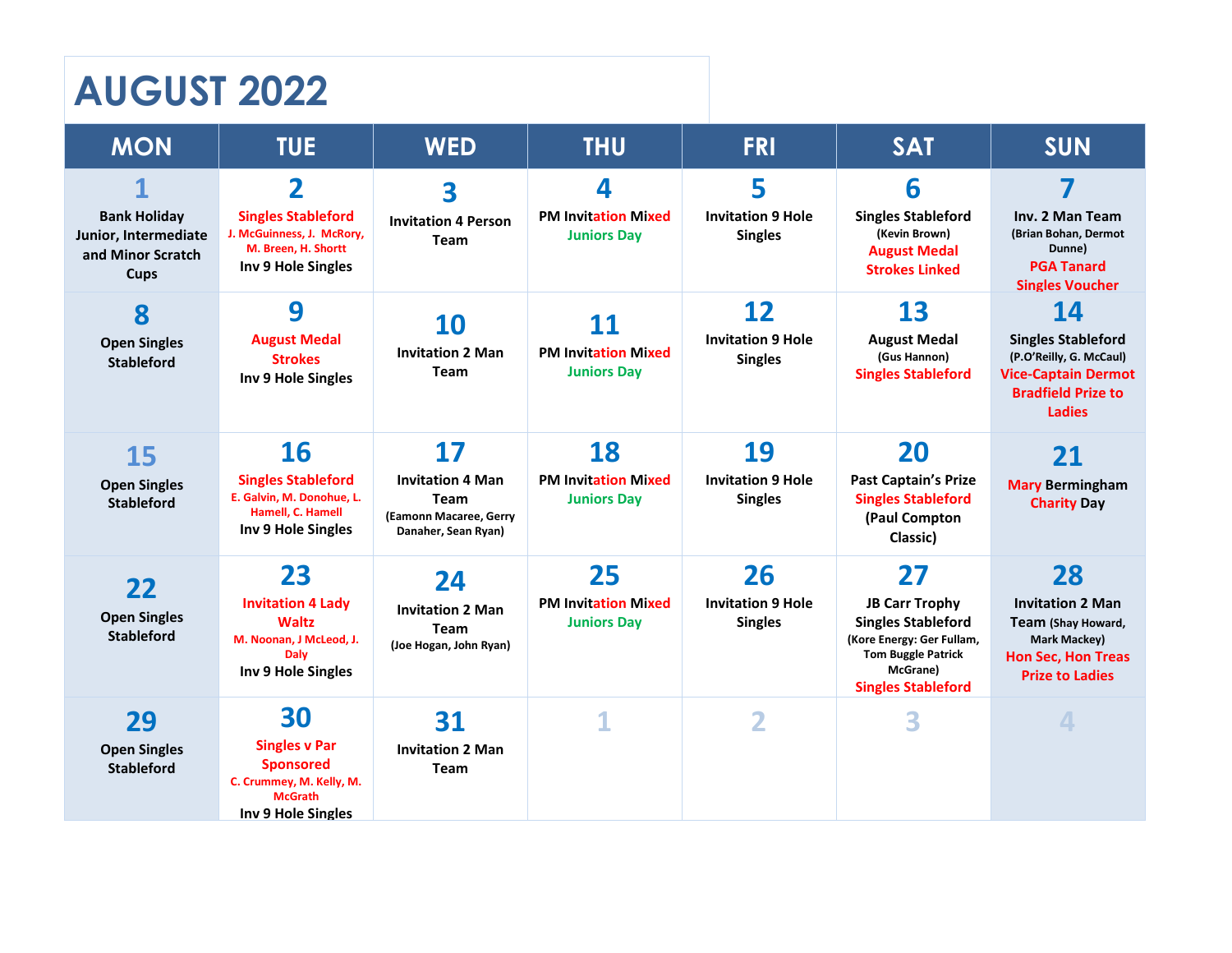# AUGUST 2022

| MON | TUE | WED | THU | FRI | SAT | SUN |
|---|---|---|---|---|---|---|
| **1** Bank Holiday Junior, Intermediate and Minor Scratch Cups | **2** Singles Stableford J. McGuinness, J. McRory, M. Breen, H. Shortt Inv 9 Hole Singles | **3** Invitation 4 Person Team | **4** PM Invitation Mixed Juniors Day | **5** Invitation 9 Hole Singles | **6** Singles Stableford (Kevin Brown) August Medal Strokes Linked | **7** Inv. 2 Man Team (Brian Bohan, Dermot Dunne) PGA Tanard Singles Voucher |
| **8** Open Singles Stableford | **9** August Medal Strokes Inv 9 Hole Singles | **10** Invitation 2 Man Team | **11** PM Invitation Mixed Juniors Day | **12** Invitation 9 Hole Singles | **13** August Medal (Gus Hannon) Singles Stableford | **14** Singles Stableford (P.O'Reilly, G. McCaul) Vice-Captain Dermot Bradfield Prize to Ladies |
| **15** Open Singles Stableford | **16** Singles Stableford E. Galvin, M. Donohue, L. Hamell, C. Hamell Inv 9 Hole Singles | **17** Invitation 4 Man Team (Eamonn Macaree, Gerry Danaher, Sean Ryan) | **18** PM Invitation Mixed Juniors Day | **19** Invitation 9 Hole Singles | **20** Past Captain's Prize Singles Stableford (Paul Compton Classic) | **21** Mary Bermingham Charity Day |
| **22** Open Singles Stableford | **23** Invitation 4 Lady Waltz M. Noonan, J McLeod, J. Daly Inv 9 Hole Singles | **24** Invitation 2 Man Team (Joe Hogan, John Ryan) | **25** PM Invitation Mixed Juniors Day | **26** Invitation 9 Hole Singles | **27** JB Carr Trophy Singles Stableford (Kore Energy: Ger Fullam, Tom Buggle Patrick McGrane) Singles Stableford | **28** Invitation 2 Man Team (Shay Howard, Mark Mackey) Hon Sec, Hon Treas Prize to Ladies |
| **29** Open Singles Stableford | **30** Singles v Par Sponsored C. Crummey, M. Kelly, M. McGrath Inv 9 Hole Singles | **31** Invitation 2 Man Team | 1 | 2 | 3 | 4 |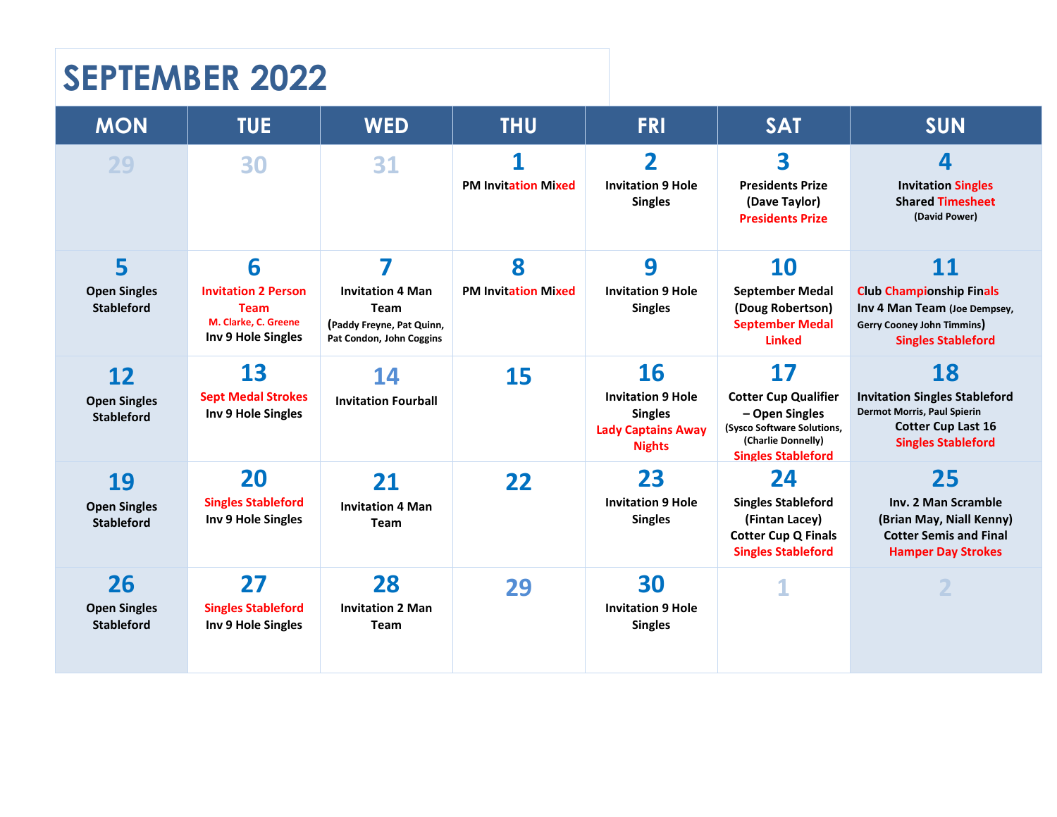# SEPTEMBER 2022

| MON | TUE | WED | THU | FRI | SAT | SUN |
|---|---|---|---|---|---|---|
| 29 | 30 | 31 | **1** PM Invitation Mixed | **2** Invitation 9 Hole Singles | **3** Presidents Prize (Dave Taylor) Presidents Prize | **4** Invitation Singles Shared Timesheet (David Power) |
| **5** Open Singles Stableford | **6** Invitation 2 Person Team M. Clarke, C. Greene Inv 9 Hole Singles | **7** Invitation 4 Man Team (Paddy Freyne, Pat Quinn, Pat Condon, John Coggins | **8** PM Invitation Mixed | **9** Invitation 9 Hole Singles | **10** September Medal (Doug Robertson) September Medal Linked | **11** Club Championship Finals Inv 4 Man Team (Joe Dempsey, Gerry Cooney John Timmins) Singles Stableford |
| **12** Open Singles Stableford | **13** Sept Medal Strokes Inv 9 Hole Singles | **14** Invitation Fourball | **15** | **16** Invitation 9 Hole Singles Lady Captains Away Nights | **17** Cotter Cup Qualifier – Open Singles (Sysco Software Solutions, (Charlie Donnelly) Singles Stableford | **18** Invitation Singles Stableford Dermot Morris, Paul Spierin Cotter Cup Last 16 Singles Stableford |
| **19** Open Singles Stableford | **20** Singles Stableford Inv 9 Hole Singles | **21** Invitation 4 Man Team | **22** | **23** Invitation 9 Hole Singles | **24** Singles Stableford (Fintan Lacey) Cotter Cup Q Finals Singles Stableford | **25** Inv. 2 Man Scramble (Brian May, Niall Kenny) Cotter Semis and Final Hamper Day Strokes |
| **26** Open Singles Stableford | **27** Singles Stableford Inv 9 Hole Singles | **28** Invitation 2 Man Team | **29** | **30** Invitation 9 Hole Singles | 1 | 2 |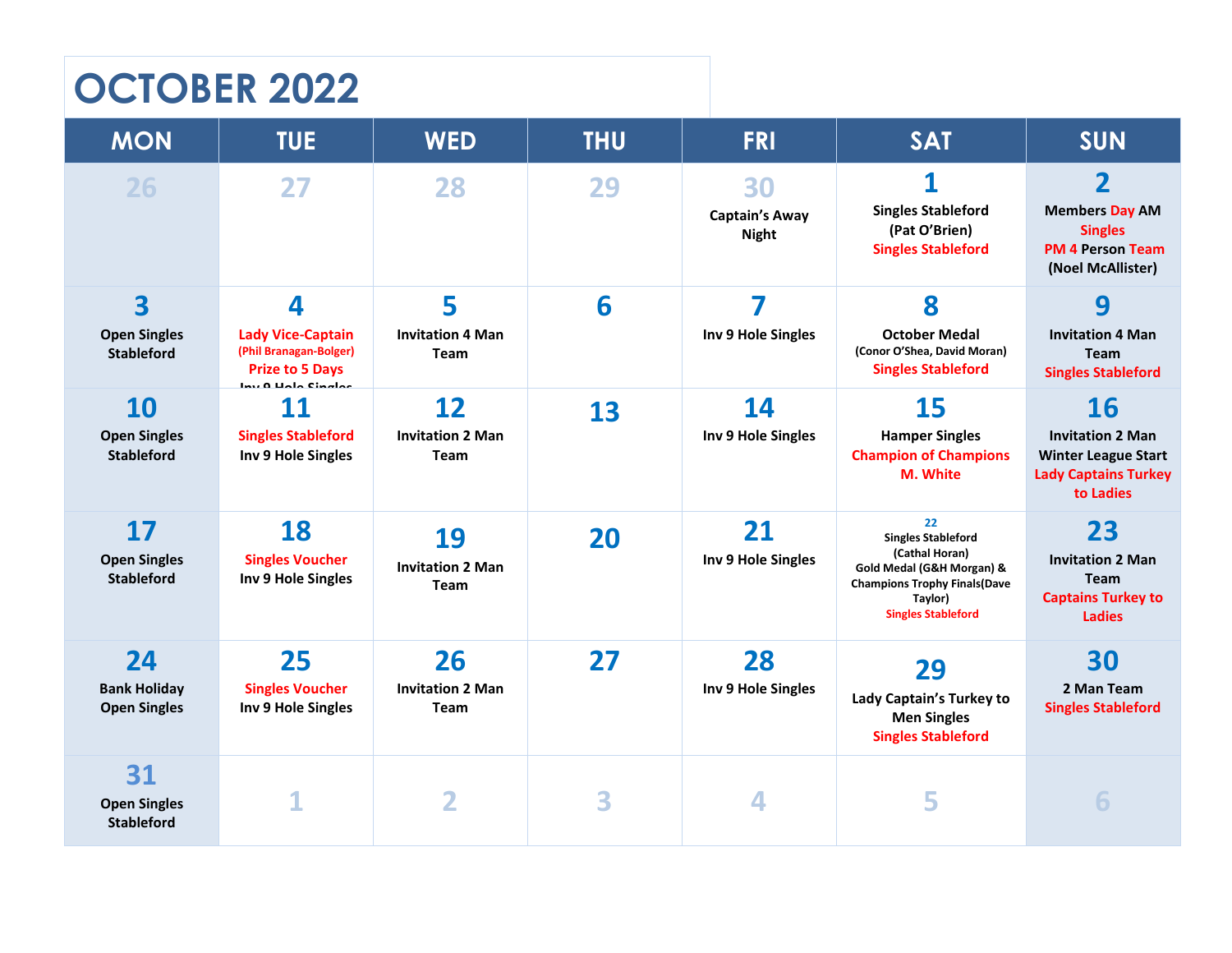# OCTOBER 2022

| MON | TUE | WED | THU | FRI | SAT | SUN |
|---|---|---|---|---|---|---|
| 26 | 27 | 28 | 29 | 30<br>Captain's Away Night | 1<br>Singles Stableford (Pat O'Brien)<br>Singles Stableford | 2<br>Members Day AM Singles<br>PM 4 Person Team (Noel McAllister) |
| 3<br>Open Singles Stableford | 4<br>Lady Vice-Captain (Phil Branagan-Bolger) Prize to 5 Days<br>Inv 9 Hole Singles | 5<br>Invitation 4 Man Team | 6 | 7<br>Inv 9 Hole Singles | 8<br>October Medal (Conor O'Shea, David Moran)<br>Singles Stableford | 9<br>Invitation 4 Man Team<br>Singles Stableford |
| 10<br>Open Singles Stableford | 11<br>Singles Stableford<br>Inv 9 Hole Singles | 12<br>Invitation 2 Man Team | 13 | 14<br>Inv 9 Hole Singles | 15<br>Hamper Singles<br>Champion of Champions M. White | 16<br>Invitation 2 Man<br>Winter League Start<br>Lady Captains Turkey to Ladies |
| 17<br>Open Singles Stableford | 18<br>Singles Voucher<br>Inv 9 Hole Singles | 19<br>Invitation 2 Man Team | 20 | 21<br>Inv 9 Hole Singles | 22<br>Singles Stableford (Cathal Horan)<br>Gold Medal (G&H Morgan) & Champions Trophy Finals(Dave Taylor)<br>Singles Stableford | 23<br>Invitation 2 Man Team<br>Captains Turkey to Ladies |
| 24<br>Bank Holiday Open Singles | 25<br>Singles Voucher<br>Inv 9 Hole Singles | 26<br>Invitation 2 Man Team | 27 | 28<br>Inv 9 Hole Singles | 29<br>Lady Captain's Turkey to Men Singles<br>Singles Stableford | 30<br>2 Man Team<br>Singles Stableford |
| 31<br>Open Singles Stableford | 1 | 2 | 3 | 4 | 5 | 6 |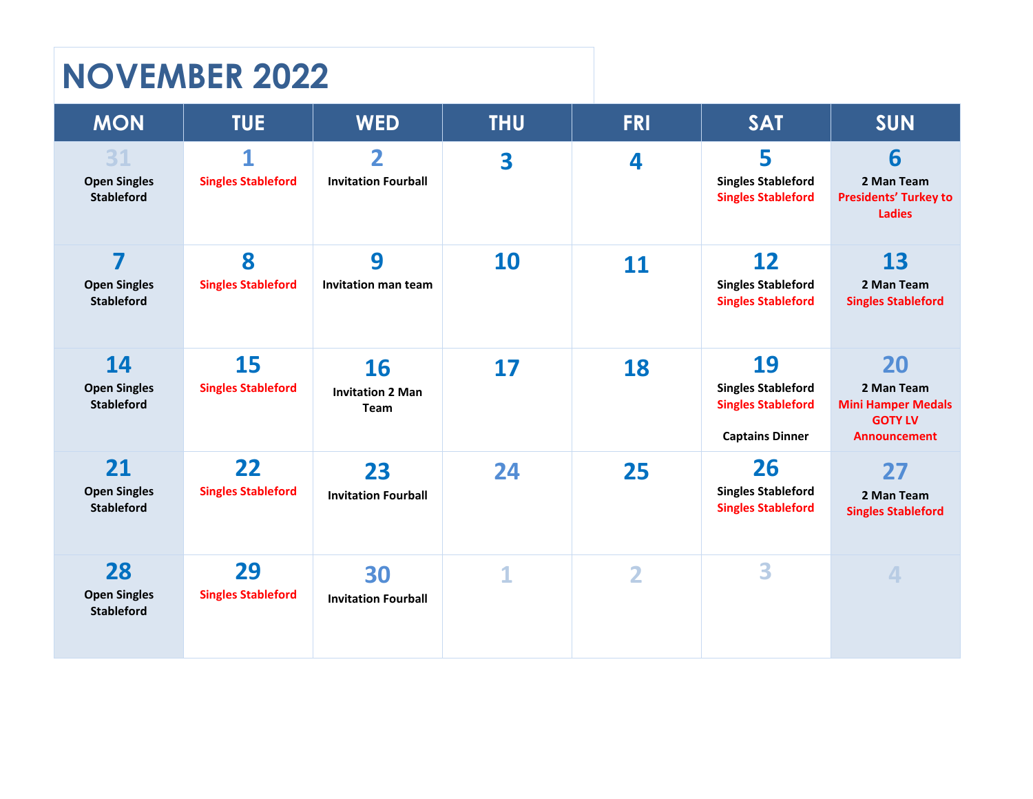# NOVEMBER 2022

| MON | TUE | WED | THU | FRI | SAT | SUN |
|---|---|---|---|---|---|---|
| 31<br>Open Singles Stableford | 1<br>Singles Stableford | 2<br>Invitation Fourball | 3 | 4 | 5<br>Singles Stableford<br>Singles Stableford | 6<br>2 Man Team<br>Presidents' Turkey to Ladies |
| 7<br>Open Singles Stableford | 8<br>Singles Stableford | 9<br>Invitation man team | 10 | 11 | 12<br>Singles Stableford<br>Singles Stableford | 13<br>2 Man Team<br>Singles Stableford |
| 14<br>Open Singles Stableford | 15<br>Singles Stableford | 16<br>Invitation 2 Man Team | 17 | 18 | 19<br>Singles Stableford<br>Singles Stableford<br>Captains Dinner | 20<br>2 Man Team<br>Mini Hamper Medals<br>GOTY LV Announcement |
| 21<br>Open Singles Stableford | 22<br>Singles Stableford | 23<br>Invitation Fourball | 24 | 25 | 26<br>Singles Stableford<br>Singles Stableford | 27<br>2 Man Team<br>Singles Stableford |
| 28<br>Open Singles Stableford | 29<br>Singles Stableford | 30<br>Invitation Fourball | 1 | 2 | 3 | 4 |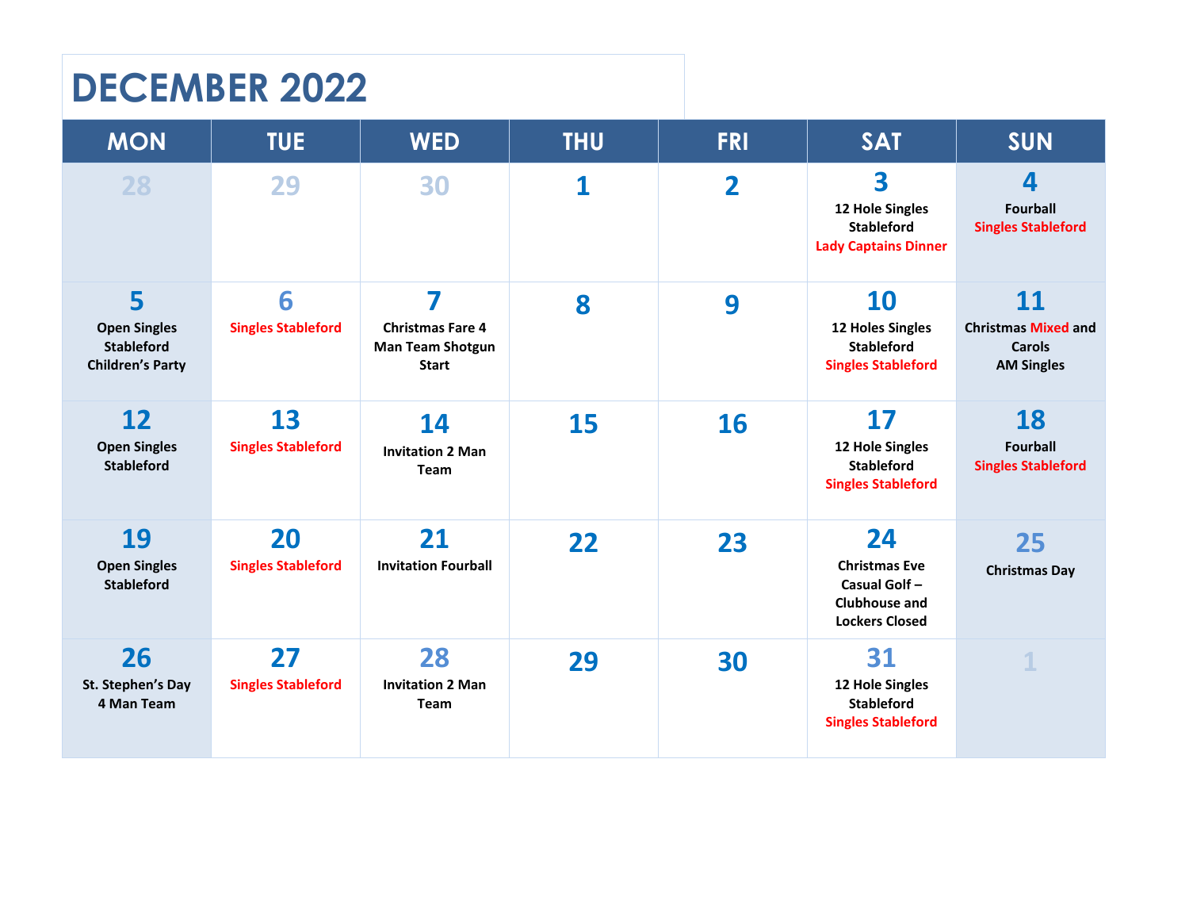# DECEMBER 2022

| MON | TUE | WED | THU | FRI | SAT | SUN |
|---|---|---|---|---|---|---|
| 28 | 29 | 30 | 1 | 2 | 3<br>12 Hole Singles Stableford<br>Lady Captains Dinner | 4<br>Fourball<br>Singles Stableford |
| 5<br>Open Singles Stableford<br>Children's Party | 6<br>Singles Stableford | 7<br>Christmas Fare 4 Man Team Shotgun Start | 8 | 9 | 10<br>12 Holes Singles Stableford<br>Singles Stableford | 11<br>Christmas Mixed and Carols<br>AM Singles |
| 12<br>Open Singles Stableford | 13<br>Singles Stableford | 14<br>Invitation 2 Man Team | 15 | 16 | 17<br>12 Hole Singles Stableford<br>Singles Stableford | 18<br>Fourball<br>Singles Stableford |
| 19<br>Open Singles Stableford | 20<br>Singles Stableford | 21<br>Invitation Fourball | 22 | 23 | 24<br>Christmas Eve<br>Casual Golf – Clubhouse and Lockers Closed | 25<br>Christmas Day |
| 26<br>St. Stephen's Day<br>4 Man Team | 27<br>Singles Stableford | 28<br>Invitation 2 Man Team | 29 | 30 | 31<br>12 Hole Singles Stableford<br>Singles Stableford | 1 |